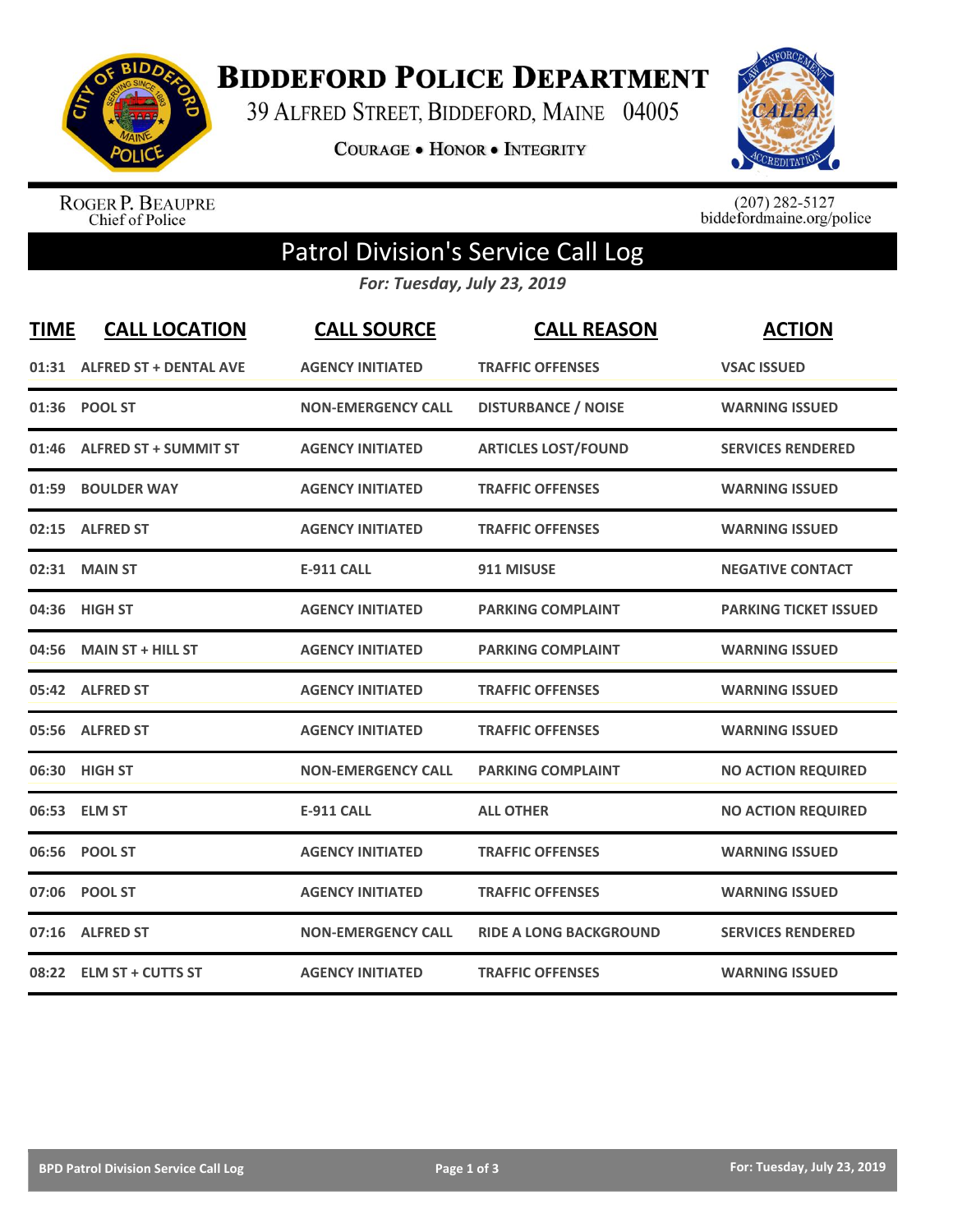# Biddeford Police Department

39 Alfred Street, Biddeford, Maine 04005

**Courage • Honor • Integrity**

Roger P. Beaupre
Chief of Police

(207) 282-5127
biddefordmaine.org/police

## Patrol Division's Service Call Log

*For: Tuesday, July 23, 2019*

| TIME | CALL LOCATION | CALL SOURCE | CALL REASON | ACTION |
|---|---|---|---|---|
| 01:31 | ALFRED ST + DENTAL AVE | AGENCY INITIATED | TRAFFIC OFFENSES | VSAC ISSUED |
| 01:36 | POOL ST | NON-EMERGENCY CALL | DISTURBANCE / NOISE | WARNING ISSUED |
| 01:46 | ALFRED ST + SUMMIT ST | AGENCY INITIATED | ARTICLES LOST/FOUND | SERVICES RENDERED |
| 01:59 | BOULDER WAY | AGENCY INITIATED | TRAFFIC OFFENSES | WARNING ISSUED |
| 02:15 | ALFRED ST | AGENCY INITIATED | TRAFFIC OFFENSES | WARNING ISSUED |
| 02:31 | MAIN ST | E-911 CALL | 911 MISUSE | NEGATIVE CONTACT |
| 04:36 | HIGH ST | AGENCY INITIATED | PARKING COMPLAINT | PARKING TICKET ISSUED |
| 04:56 | MAIN ST + HILL ST | AGENCY INITIATED | PARKING COMPLAINT | WARNING ISSUED |
| 05:42 | ALFRED ST | AGENCY INITIATED | TRAFFIC OFFENSES | WARNING ISSUED |
| 05:56 | ALFRED ST | AGENCY INITIATED | TRAFFIC OFFENSES | WARNING ISSUED |
| 06:30 | HIGH ST | NON-EMERGENCY CALL | PARKING COMPLAINT | NO ACTION REQUIRED |
| 06:53 | ELM ST | E-911 CALL | ALL OTHER | NO ACTION REQUIRED |
| 06:56 | POOL ST | AGENCY INITIATED | TRAFFIC OFFENSES | WARNING ISSUED |
| 07:06 | POOL ST | AGENCY INITIATED | TRAFFIC OFFENSES | WARNING ISSUED |
| 07:16 | ALFRED ST | NON-EMERGENCY CALL | RIDE A LONG BACKGROUND | SERVICES RENDERED |
| 08:22 | ELM ST + CUTTS ST | AGENCY INITIATED | TRAFFIC OFFENSES | WARNING ISSUED |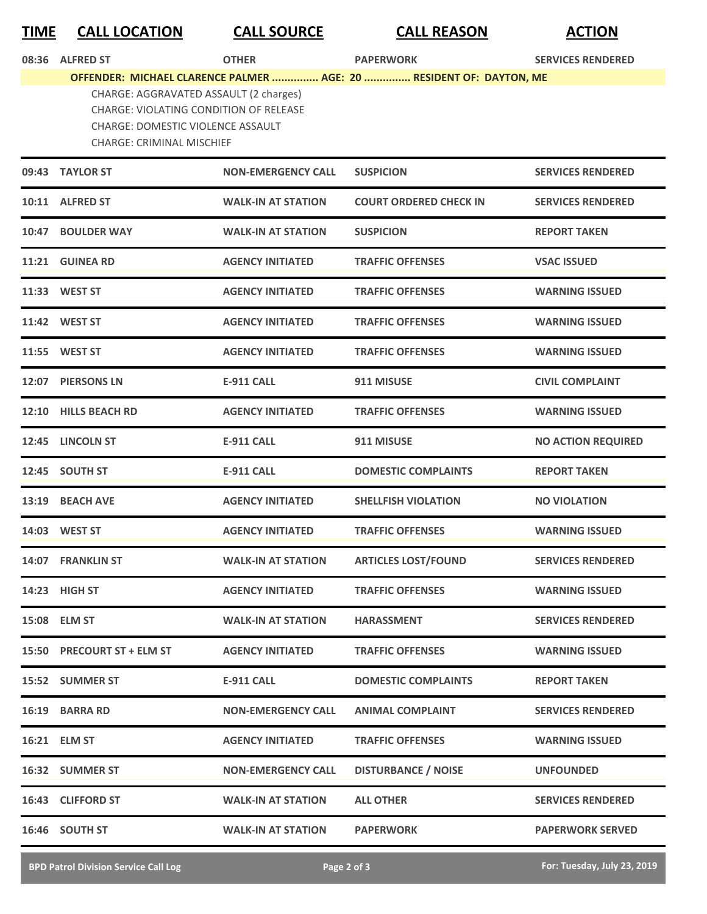| TIME | CALL LOCATION | CALL SOURCE | CALL REASON | ACTION |
|---|---|---|---|---|
| 08:36 | ALFRED ST | OTHER | PAPERWORK | SERVICES RENDERED |
| OFFENDER: MICHAEL CLARENCE PALMER ............... AGE: 20 ............... RESIDENT OF: DAYTON, ME<br>CHARGE: AGGRAVATED ASSAULT (2 charges)<br>CHARGE: VIOLATING CONDITION OF RELEASE<br>CHARGE: DOMESTIC VIOLENCE ASSAULT<br>CHARGE: CRIMINAL MISCHIEF | | | | |
| 09:43 | TAYLOR ST | NON-EMERGENCY CALL | SUSPICION | SERVICES RENDERED |
| 10:11 | ALFRED ST | WALK-IN AT STATION | COURT ORDERED CHECK IN | SERVICES RENDERED |
| 10:47 | BOULDER WAY | WALK-IN AT STATION | SUSPICION | REPORT TAKEN |
| 11:21 | GUINEA RD | AGENCY INITIATED | TRAFFIC OFFENSES | VSAC ISSUED |
| 11:33 | WEST ST | AGENCY INITIATED | TRAFFIC OFFENSES | WARNING ISSUED |
| 11:42 | WEST ST | AGENCY INITIATED | TRAFFIC OFFENSES | WARNING ISSUED |
| 11:55 | WEST ST | AGENCY INITIATED | TRAFFIC OFFENSES | WARNING ISSUED |
| 12:07 | PIERSONS LN | E-911 CALL | 911 MISUSE | CIVIL COMPLAINT |
| 12:10 | HILLS BEACH RD | AGENCY INITIATED | TRAFFIC OFFENSES | WARNING ISSUED |
| 12:45 | LINCOLN ST | E-911 CALL | 911 MISUSE | NO ACTION REQUIRED |
| 12:45 | SOUTH ST | E-911 CALL | DOMESTIC COMPLAINTS | REPORT TAKEN |
| 13:19 | BEACH AVE | AGENCY INITIATED | SHELLFISH VIOLATION | NO VIOLATION |
| 14:03 | WEST ST | AGENCY INITIATED | TRAFFIC OFFENSES | WARNING ISSUED |
| 14:07 | FRANKLIN ST | WALK-IN AT STATION | ARTICLES LOST/FOUND | SERVICES RENDERED |
| 14:23 | HIGH ST | AGENCY INITIATED | TRAFFIC OFFENSES | WARNING ISSUED |
| 15:08 | ELM ST | WALK-IN AT STATION | HARASSMENT | SERVICES RENDERED |
| 15:50 | PRECOURT ST + ELM ST | AGENCY INITIATED | TRAFFIC OFFENSES | WARNING ISSUED |
| 15:52 | SUMMER ST | E-911 CALL | DOMESTIC COMPLAINTS | REPORT TAKEN |
| 16:19 | BARRA RD | NON-EMERGENCY CALL | ANIMAL COMPLAINT | SERVICES RENDERED |
| 16:21 | ELM ST | AGENCY INITIATED | TRAFFIC OFFENSES | WARNING ISSUED |
| 16:32 | SUMMER ST | NON-EMERGENCY CALL | DISTURBANCE / NOISE | UNFOUNDED |
| 16:43 | CLIFFORD ST | WALK-IN AT STATION | ALL OTHER | SERVICES RENDERED |
| 16:46 | SOUTH ST | WALK-IN AT STATION | PAPERWORK | PAPERWORK SERVED |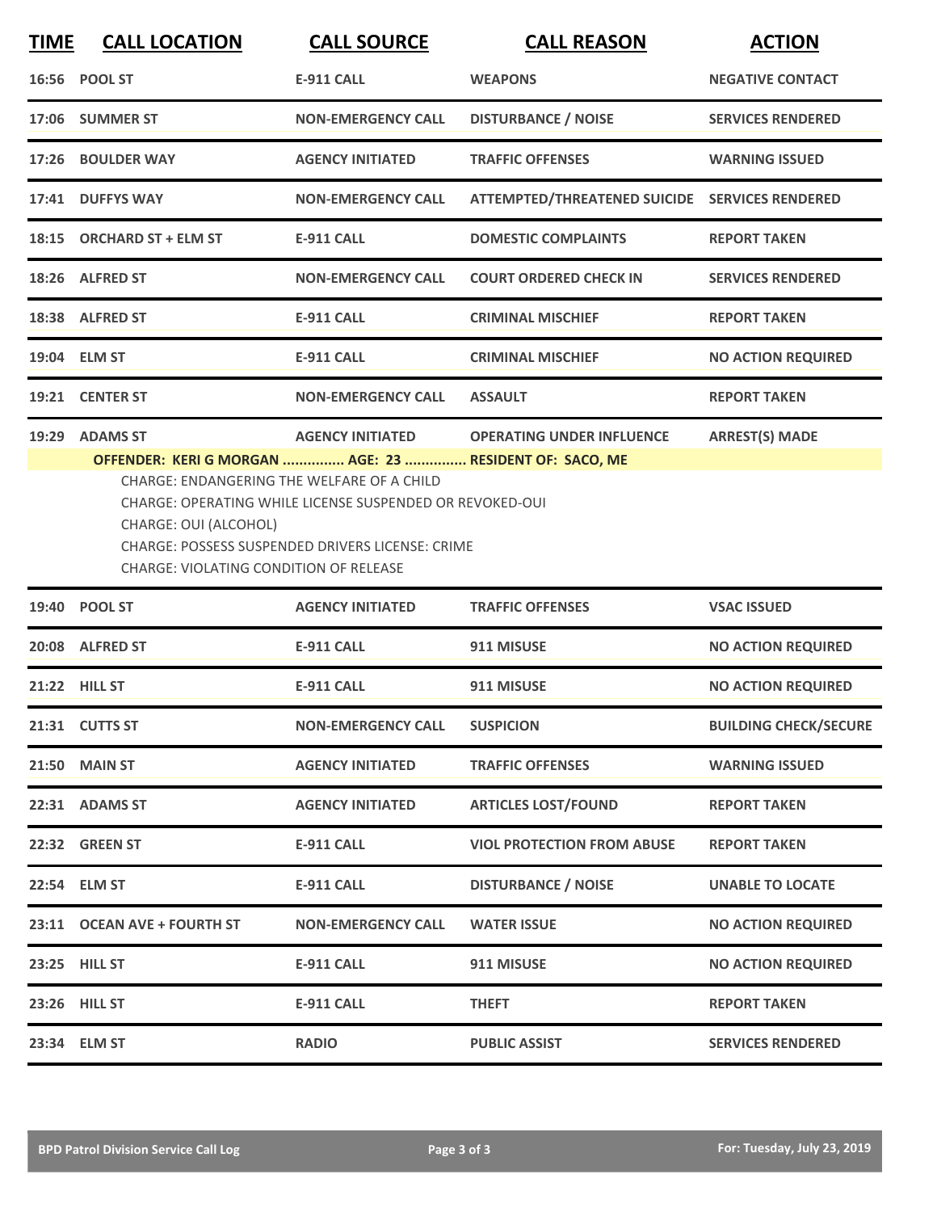| TIME | CALL LOCATION | CALL SOURCE | CALL REASON | ACTION |
| --- | --- | --- | --- | --- |
| 16:56 | POOL ST | E-911 CALL | WEAPONS | NEGATIVE CONTACT |
| 17:06 | SUMMER ST | NON-EMERGENCY CALL | DISTURBANCE / NOISE | SERVICES RENDERED |
| 17:26 | BOULDER WAY | AGENCY INITIATED | TRAFFIC OFFENSES | WARNING ISSUED |
| 17:41 | DUFFYS WAY | NON-EMERGENCY CALL | ATTEMPTED/THREATENED SUICIDE | SERVICES RENDERED |
| 18:15 | ORCHARD ST + ELM ST | E-911 CALL | DOMESTIC COMPLAINTS | REPORT TAKEN |
| 18:26 | ALFRED ST | NON-EMERGENCY CALL | COURT ORDERED CHECK IN | SERVICES RENDERED |
| 18:38 | ALFRED ST | E-911 CALL | CRIMINAL MISCHIEF | REPORT TAKEN |
| 19:04 | ELM ST | E-911 CALL | CRIMINAL MISCHIEF | NO ACTION REQUIRED |
| 19:21 | CENTER ST | NON-EMERGENCY CALL | ASSAULT | REPORT TAKEN |
| 19:29 | ADAMS ST | AGENCY INITIATED | OPERATING UNDER INFLUENCE | ARREST(S) MADE |

**OFFENDER: KERI G MORGAN ............... AGE: 23 ............... RESIDENT OF: SACO, ME**

CHARGE: ENDANGERING THE WELFARE OF A CHILD
CHARGE: OPERATING WHILE LICENSE SUSPENDED OR REVOKED-OUI
CHARGE: OUI (ALCOHOL)
CHARGE: POSSESS SUSPENDED DRIVERS LICENSE: CRIME
CHARGE: VIOLATING CONDITION OF RELEASE

| TIME | CALL LOCATION | CALL SOURCE | CALL REASON | ACTION |
| --- | --- | --- | --- | --- |
| 19:40 | POOL ST | AGENCY INITIATED | TRAFFIC OFFENSES | VSAC ISSUED |
| 20:08 | ALFRED ST | E-911 CALL | 911 MISUSE | NO ACTION REQUIRED |
| 21:22 | HILL ST | E-911 CALL | 911 MISUSE | NO ACTION REQUIRED |
| 21:31 | CUTTS ST | NON-EMERGENCY CALL | SUSPICION | BUILDING CHECK/SECURE |
| 21:50 | MAIN ST | AGENCY INITIATED | TRAFFIC OFFENSES | WARNING ISSUED |
| 22:31 | ADAMS ST | AGENCY INITIATED | ARTICLES LOST/FOUND | REPORT TAKEN |
| 22:32 | GREEN ST | E-911 CALL | VIOL PROTECTION FROM ABUSE | REPORT TAKEN |
| 22:54 | ELM ST | E-911 CALL | DISTURBANCE / NOISE | UNABLE TO LOCATE |
| 23:11 | OCEAN AVE + FOURTH ST | NON-EMERGENCY CALL | WATER ISSUE | NO ACTION REQUIRED |
| 23:25 | HILL ST | E-911 CALL | 911 MISUSE | NO ACTION REQUIRED |
| 23:26 | HILL ST | E-911 CALL | THEFT | REPORT TAKEN |
| 23:34 | ELM ST | RADIO | PUBLIC ASSIST | SERVICES RENDERED |